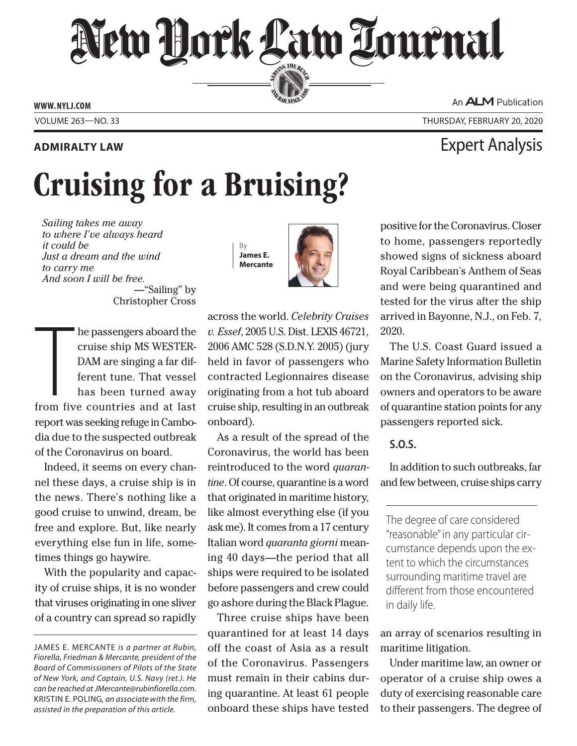# New York Law Journal

WWW.NYLJ.COM

An ALM Publication

VOLUME 263—NO. 33

THURSDAY, FEBRUARY 20, 2020

**ADMIRALTY LAW**

Expert Analysis

# Cruising for a Bruising?

*Sailing takes me away*
*to where I've always heard*
*it could be*
*Just a dream and the wind*
*to carry me*
*And soon I will be free.*

—"Sailing" by Christopher Cross

By
**James E. Mercante**

The passengers aboard the cruise ship MS WESTERDAM are singing a far different tune. That vessel has been turned away from five countries and at last report was seeking refuge in Cambodia due to the suspected outbreak of the Coronavirus on board.

Indeed, it seems on every channel these days, a cruise ship is in the news. There's nothing like a good cruise to unwind, dream, be free and explore. But, like nearly everything else fun in life, sometimes things go haywire.

With the popularity and capacity of cruise ships, it is no wonder that viruses originating in one sliver of a country can spread so rapidly across the world. *Celebrity Cruises v. Essef*, 2005 U.S. Dist. LEXIS 46721, 2006 AMC 528 (S.D.N.Y. 2005) (jury held in favor of passengers who contracted Legionnaires disease originating from a hot tub aboard cruise ship, resulting in an outbreak onboard).

As a result of the spread of the Coronavirus, the world has been reintroduced to the word *quarantine*. Of course, quarantine is a word that originated in maritime history, like almost everything else (if you ask me). It comes from a 17 century Italian word *quaranta giorni* meaning 40 days—the period that all ships were required to be isolated before passengers and crew could go ashore during the Black Plague.

Three cruise ships have been quarantined for at least 14 days off the coast of Asia as a result of the Coronavirus. Passengers must remain in their cabins during quarantine. At least 61 people onboard these ships have tested positive for the Coronavirus. Closer to home, passengers reportedly showed signs of sickness aboard Royal Caribbean's Anthem of Seas and were being quarantined and tested for the virus after the ship arrived in Bayonne, N.J., on Feb. 7, 2020.

The U.S. Coast Guard issued a Marine Safety Information Bulletin on the Coronavirus, advising ship owners and operators to be aware of quarantine station points for any passengers reported sick.

## S.O.S.

In addition to such outbreaks, far and few between, cruise ships carry an array of scenarios resulting in maritime litigation.

> The degree of care considered "reasonable" in any particular circumstance depends upon the extent to which the circumstances surrounding maritime travel are different from those encountered in daily life.

Under maritime law, an owner or operator of a cruise ship owes a duty of exercising reasonable care to their passengers. The degree of

---

JAMES E. MERCANTE *is a partner at Rubin, Fiorella, Friedman & Mercante, president of the Board of Commissioners of Pilots of the State of New York, and Captain, U.S. Navy (ret.). He can be reached at JMercante@rubinfiorella.com.* KRISTIN E. POLING, *an associate with the firm, assisted in the preparation of this article.*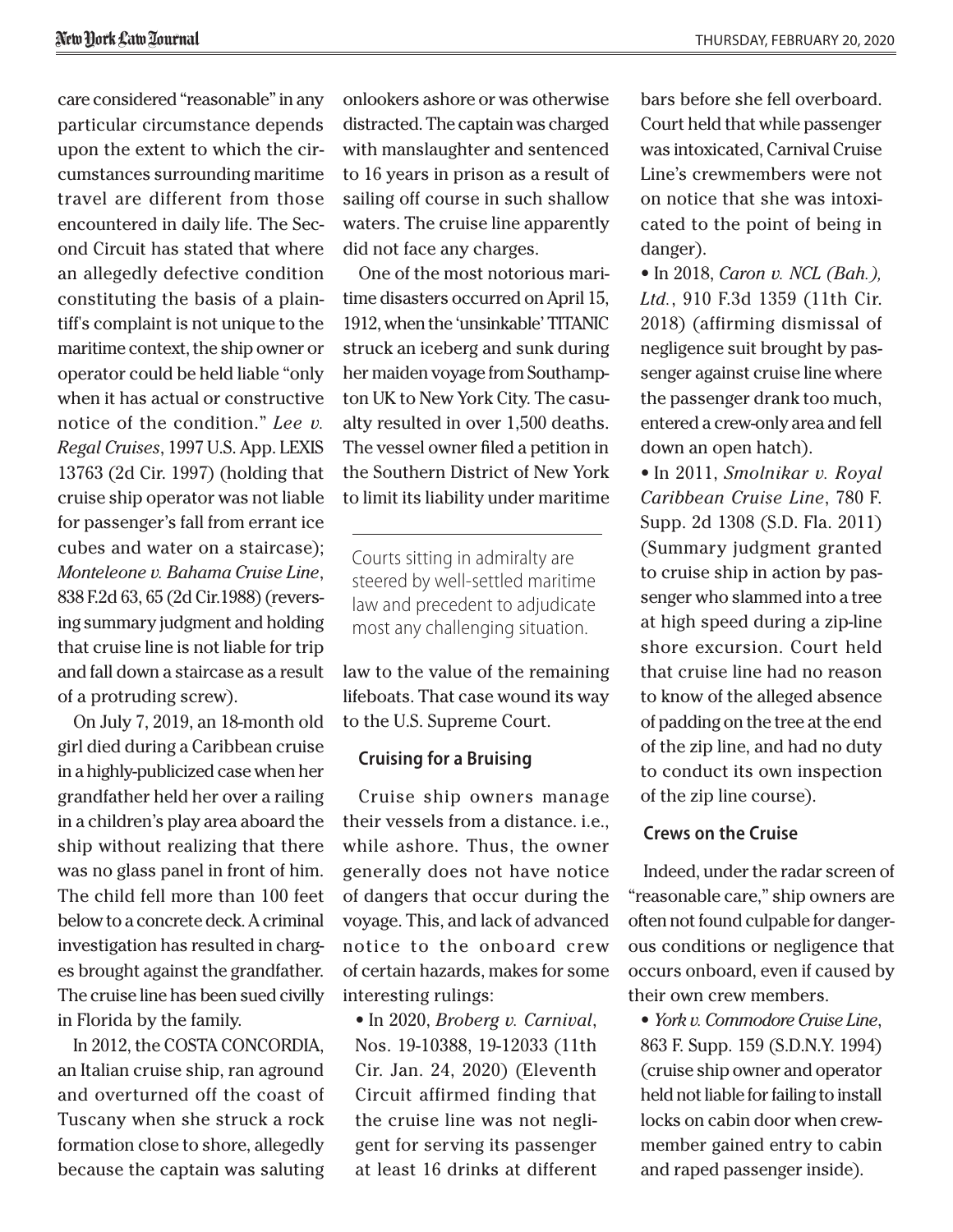care considered "reasonable" in any particular circumstance depends upon the extent to which the circumstances surrounding maritime travel are different from those encountered in daily life. The Second Circuit has stated that where an allegedly defective condition constituting the basis of a plaintiff's complaint is not unique to the maritime context, the ship owner or operator could be held liable "only when it has actual or constructive notice of the condition." *Lee v. Regal Cruises*, 1997 U.S. App. LEXIS 13763 (2d Cir. 1997) (holding that cruise ship operator was not liable for passenger's fall from errant ice cubes and water on a staircase); *Monteleone v. Bahama Cruise Line*, 838 F.2d 63, 65 (2d Cir.1988) (reversing summary judgment and holding that cruise line is not liable for trip and fall down a staircase as a result of a protruding screw).

On July 7, 2019, an 18-month old girl died during a Caribbean cruise in a highly-publicized case when her grandfather held her over a railing in a children's play area aboard the ship without realizing that there was no glass panel in front of him. The child fell more than 100 feet below to a concrete deck. A criminal investigation has resulted in charges brought against the grandfather. The cruise line has been sued civilly in Florida by the family.

In 2012, the COSTA CONCORDIA, an Italian cruise ship, ran aground and overturned off the coast of Tuscany when she struck a rock formation close to shore, allegedly because the captain was saluting onlookers ashore or was otherwise distracted. The captain was charged with manslaughter and sentenced to 16 years in prison as a result of sailing off course in such shallow waters. The cruise line apparently did not face any charges.

One of the most notorious maritime disasters occurred on April 15, 1912, when the 'unsinkable' TITANIC struck an iceberg and sunk during her maiden voyage from Southampton UK to New York City. The casualty resulted in over 1,500 deaths. The vessel owner filed a petition in the Southern District of New York to limit its liability under maritime law to the value of the remaining lifeboats. That case wound its way to the U.S. Supreme Court.

> Courts sitting in admiralty are steered by well-settled maritime law and precedent to adjudicate most any challenging situation.

## Cruising for a Bruising

Cruise ship owners manage their vessels from a distance. i.e., while ashore. Thus, the owner generally does not have notice of dangers that occur during the voyage. This, and lack of advanced notice to the onboard crew of certain hazards, makes for some interesting rulings:

- In 2020, *Broberg v. Carnival*, Nos. 19-10388, 19-12033 (11th Cir. Jan. 24, 2020) (Eleventh Circuit affirmed finding that the cruise line was not negligent for serving its passenger at least 16 drinks at different bars before she fell overboard. Court held that while passenger was intoxicated, Carnival Cruise Line's crewmembers were not on notice that she was intoxicated to the point of being in danger).
- In 2018, *Caron v. NCL (Bah.), Ltd.*, 910 F.3d 1359 (11th Cir. 2018) (affirming dismissal of negligence suit brought by passenger against cruise line where the passenger drank too much, entered a crew-only area and fell down an open hatch).
- In 2011, *Smolnikar v. Royal Caribbean Cruise Line*, 780 F. Supp. 2d 1308 (S.D. Fla. 2011) (Summary judgment granted to cruise ship in action by passenger who slammed into a tree at high speed during a zip-line shore excursion. Court held that cruise line had no reason to know of the alleged absence of padding on the tree at the end of the zip line, and had no duty to conduct its own inspection of the zip line course).

## Crews on the Cruise

Indeed, under the radar screen of "reasonable care," ship owners are often not found culpable for dangerous conditions or negligence that occurs onboard, even if caused by their own crew members.

- *York v. Commodore Cruise Line*, 863 F. Supp. 159 (S.D.N.Y. 1994) (cruise ship owner and operator held not liable for failing to install locks on cabin door when crewmember gained entry to cabin and raped passenger inside).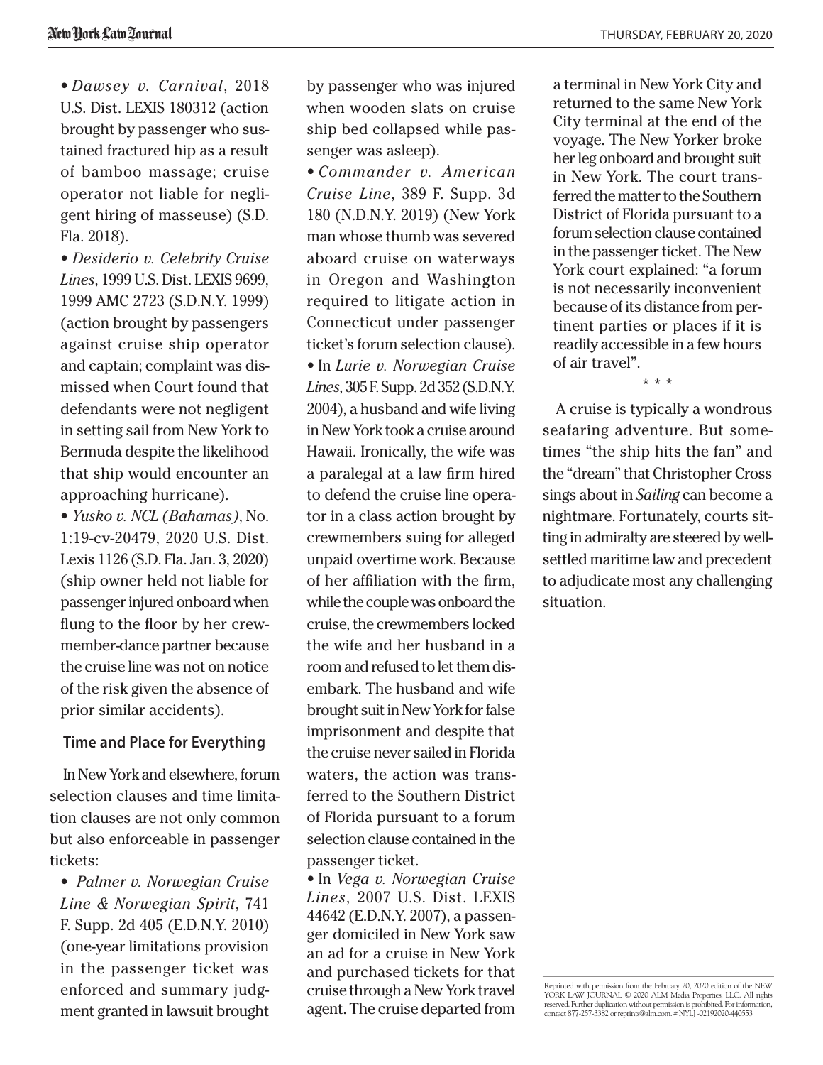- *Dawsey v. Carnival*, 2018 U.S. Dist. LEXIS 180312 (action brought by passenger who sustained fractured hip as a result of bamboo massage; cruise operator not liable for negligent hiring of masseuse) (S.D. Fla. 2018).
- *Desiderio v. Celebrity Cruise Lines*, 1999 U.S. Dist. LEXIS 9699, 1999 AMC 2723 (S.D.N.Y. 1999) (action brought by passengers against cruise ship operator and captain; complaint was dismissed when Court found that defendants were not negligent in setting sail from New York to Bermuda despite the likelihood that ship would encounter an approaching hurricane).
- *Yusko v. NCL (Bahamas)*, No. 1:19-cv-20479, 2020 U.S. Dist. Lexis 1126 (S.D. Fla. Jan. 3, 2020) (ship owner held not liable for passenger injured onboard when flung to the floor by her crewmember-dance partner because the cruise line was not on notice of the risk given the absence of prior similar accidents).

### Time and Place for Everything

In New York and elsewhere, forum selection clauses and time limitation clauses are not only common but also enforceable in passenger tickets:

- *Palmer v. Norwegian Cruise Line & Norwegian Spirit*, 741 F. Supp. 2d 405 (E.D.N.Y. 2010) (one-year limitations provision in the passenger ticket was enforced and summary judgment granted in lawsuit brought by passenger who was injured when wooden slats on cruise ship bed collapsed while passenger was asleep).
- *Commander v. American Cruise Line*, 389 F. Supp. 3d 180 (N.D.N.Y. 2019) (New York man whose thumb was severed aboard cruise on waterways in Oregon and Washington required to litigate action in Connecticut under passenger ticket's forum selection clause).
- In *Lurie v. Norwegian Cruise Lines*, 305 F. Supp. 2d 352 (S.D.N.Y. 2004), a husband and wife living in New York took a cruise around Hawaii. Ironically, the wife was a paralegal at a law firm hired to defend the cruise line operator in a class action brought by crewmembers suing for alleged unpaid overtime work. Because of her affiliation with the firm, while the couple was onboard the cruise, the crewmembers locked the wife and her husband in a room and refused to let them disembark. The husband and wife brought suit in New York for false imprisonment and despite that the cruise never sailed in Florida waters, the action was transferred to the Southern District of Florida pursuant to a forum selection clause contained in the passenger ticket.
- In *Vega v. Norwegian Cruise Lines*, 2007 U.S. Dist. LEXIS 44642 (E.D.N.Y. 2007), a passenger domiciled in New York saw an ad for a cruise in New York and purchased tickets for that cruise through a New York travel agent. The cruise departed from a terminal in New York City and returned to the same New York City terminal at the end of the voyage. The New Yorker broke her leg onboard and brought suit in New York. The court transferred the matter to the Southern District of Florida pursuant to a forum selection clause contained in the passenger ticket. The New York court explained: "a forum is not necessarily inconvenient because of its distance from pertinent parties or places if it is readily accessible in a few hours of air travel".

\* \* \*

A cruise is typically a wondrous seafaring adventure. But sometimes "the ship hits the fan" and the "dream" that Christopher Cross sings about in *Sailing* can become a nightmare. Fortunately, courts sitting in admiralty are steered by well-settled maritime law and precedent to adjudicate most any challenging situation.

Reprinted with permission from the February 20, 2020 edition of the NEW YORK LAW JOURNAL © 2020 ALM Media Properties, LLC. All rights reserved. Further duplication without permission is prohibited. For information, contact 877-257-3382 or reprints@alm.com. # NYLJ -02192020-440553